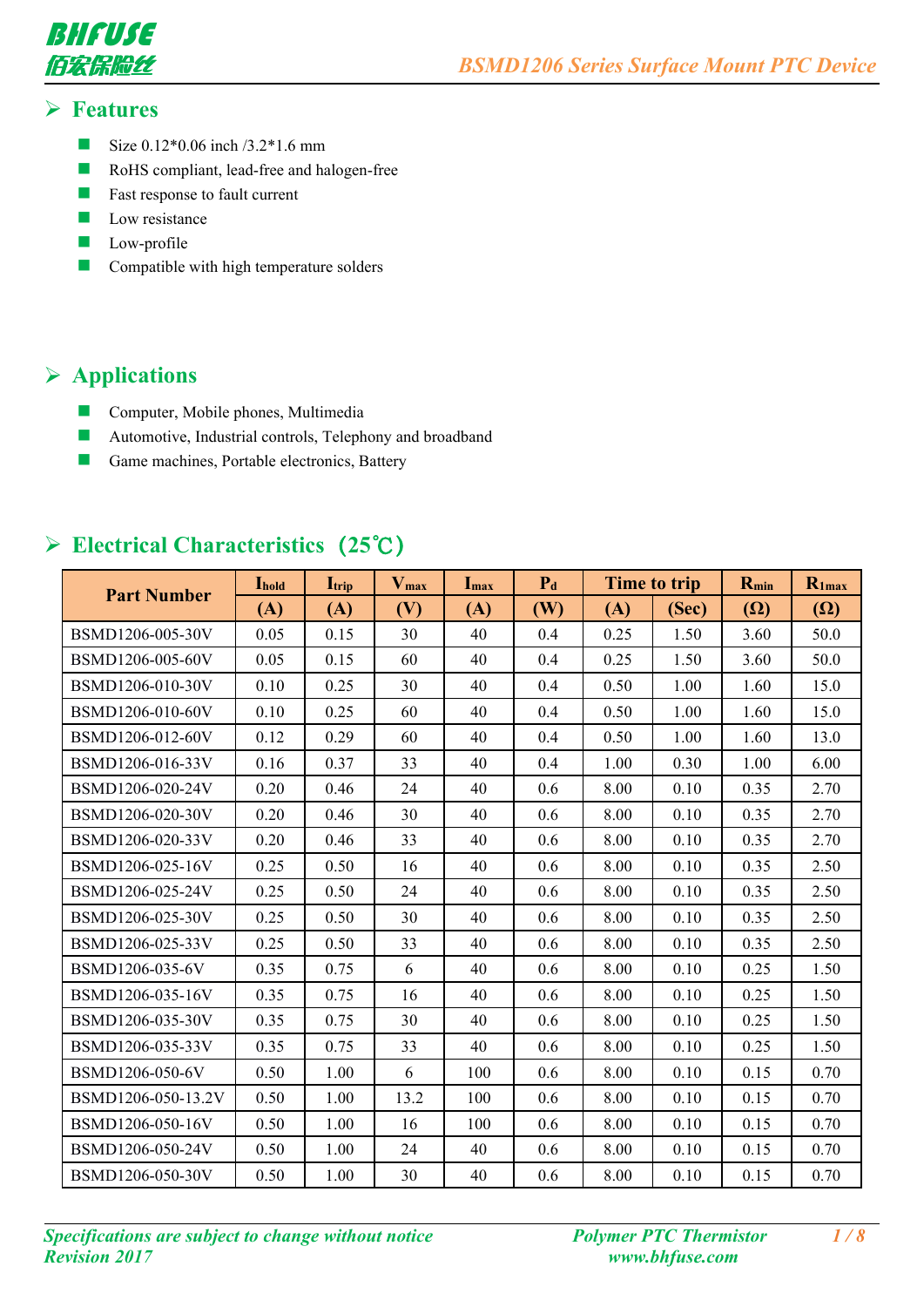## Features

- Size 0.12*0.06 inch /3.2*1.6 mm
- RoHS compliant, lead-free and halogen-free
- Fast response to fault current
- Low resistance
- Low-profile
- Compatible with high temperature solders

## Applications

- Computer, Mobile phones, Multimedia
- Automotive, Industrial controls, Telephony and broadband
- Game machines, Portable electronics, Battery

## Electrical Characteristics（25℃）

| Part Number | $I_{hold}$ | $I_{trip}$ | $V_{max}$ | $I_{max}$ | $P_d$ | Time to trip | | $R_{min}$ | $R_{1max}$ |
|---|---|---|---|---|---|---|---|---|---|
| | (A) | (A) | (V) | (A) | (W) | (A) | (Sec) | (Ω) | (Ω) |
| BSMD1206-005-30V | 0.05 | 0.15 | 30 | 40 | 0.4 | 0.25 | 1.50 | 3.60 | 50.0 |
| BSMD1206-005-60V | 0.05 | 0.15 | 60 | 40 | 0.4 | 0.25 | 1.50 | 3.60 | 50.0 |
| BSMD1206-010-30V | 0.10 | 0.25 | 30 | 40 | 0.4 | 0.50 | 1.00 | 1.60 | 15.0 |
| BSMD1206-010-60V | 0.10 | 0.25 | 60 | 40 | 0.4 | 0.50 | 1.00 | 1.60 | 15.0 |
| BSMD1206-012-60V | 0.12 | 0.29 | 60 | 40 | 0.4 | 0.50 | 1.00 | 1.60 | 13.0 |
| BSMD1206-016-33V | 0.16 | 0.37 | 33 | 40 | 0.4 | 1.00 | 0.30 | 1.00 | 6.00 |
| BSMD1206-020-24V | 0.20 | 0.46 | 24 | 40 | 0.6 | 8.00 | 0.10 | 0.35 | 2.70 |
| BSMD1206-020-30V | 0.20 | 0.46 | 30 | 40 | 0.6 | 8.00 | 0.10 | 0.35 | 2.70 |
| BSMD1206-020-33V | 0.20 | 0.46 | 33 | 40 | 0.6 | 8.00 | 0.10 | 0.35 | 2.70 |
| BSMD1206-025-16V | 0.25 | 0.50 | 16 | 40 | 0.6 | 8.00 | 0.10 | 0.35 | 2.50 |
| BSMD1206-025-24V | 0.25 | 0.50 | 24 | 40 | 0.6 | 8.00 | 0.10 | 0.35 | 2.50 |
| BSMD1206-025-30V | 0.25 | 0.50 | 30 | 40 | 0.6 | 8.00 | 0.10 | 0.35 | 2.50 |
| BSMD1206-025-33V | 0.25 | 0.50 | 33 | 40 | 0.6 | 8.00 | 0.10 | 0.35 | 2.50 |
| BSMD1206-035-6V | 0.35 | 0.75 | 6 | 40 | 0.6 | 8.00 | 0.10 | 0.25 | 1.50 |
| BSMD1206-035-16V | 0.35 | 0.75 | 16 | 40 | 0.6 | 8.00 | 0.10 | 0.25 | 1.50 |
| BSMD1206-035-30V | 0.35 | 0.75 | 30 | 40 | 0.6 | 8.00 | 0.10 | 0.25 | 1.50 |
| BSMD1206-035-33V | 0.35 | 0.75 | 33 | 40 | 0.6 | 8.00 | 0.10 | 0.25 | 1.50 |
| BSMD1206-050-6V | 0.50 | 1.00 | 6 | 100 | 0.6 | 8.00 | 0.10 | 0.15 | 0.70 |
| BSMD1206-050-13.2V | 0.50 | 1.00 | 13.2 | 100 | 0.6 | 8.00 | 0.10 | 0.15 | 0.70 |
| BSMD1206-050-16V | 0.50 | 1.00 | 16 | 100 | 0.6 | 8.00 | 0.10 | 0.15 | 0.70 |
| BSMD1206-050-24V | 0.50 | 1.00 | 24 | 40 | 0.6 | 8.00 | 0.10 | 0.15 | 0.70 |
| BSMD1206-050-30V | 0.50 | 1.00 | 30 | 40 | 0.6 | 8.00 | 0.10 | 0.15 | 0.70 |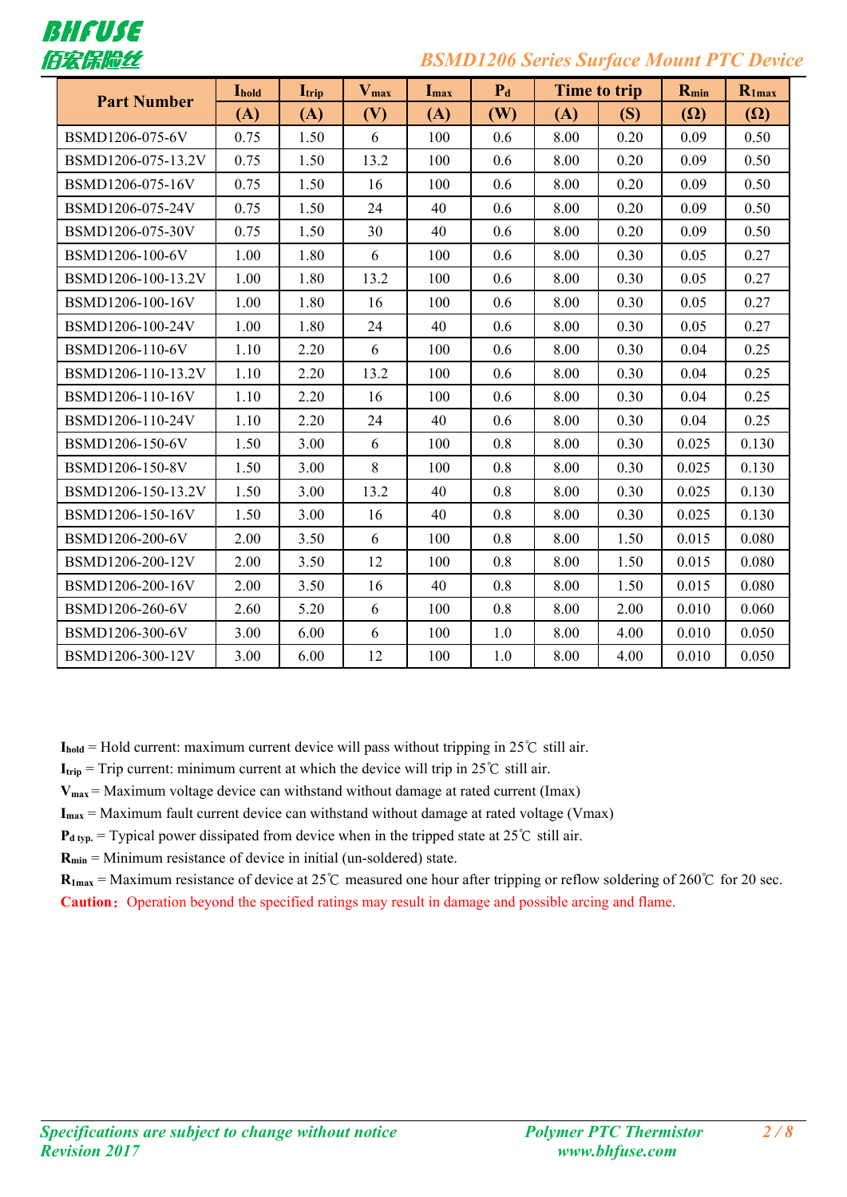| Part Number | $I_{hold}$ | $I_{trip}$ | $V_{max}$ | $I_{max}$ | $P_d$ | Time to trip | | $R_{min}$ | $R_{1max}$ |
|---|---|---|---|---|---|---|---|---|---|
| | (A) | (A) | (V) | (A) | (W) | (A) | (S) | (Ω) | (Ω) |
| BSMD1206-075-6V | 0.75 | 1.50 | 6 | 100 | 0.6 | 8.00 | 0.20 | 0.09 | 0.50 |
| BSMD1206-075-13.2V | 0.75 | 1.50 | 13.2 | 100 | 0.6 | 8.00 | 0.20 | 0.09 | 0.50 |
| BSMD1206-075-16V | 0.75 | 1.50 | 16 | 100 | 0.6 | 8.00 | 0.20 | 0.09 | 0.50 |
| BSMD1206-075-24V | 0.75 | 1.50 | 24 | 40 | 0.6 | 8.00 | 0.20 | 0.09 | 0.50 |
| BSMD1206-075-30V | 0.75 | 1.50 | 30 | 40 | 0.6 | 8.00 | 0.20 | 0.09 | 0.50 |
| BSMD1206-100-6V | 1.00 | 1.80 | 6 | 100 | 0.6 | 8.00 | 0.30 | 0.05 | 0.27 |
| BSMD1206-100-13.2V | 1.00 | 1.80 | 13.2 | 100 | 0.6 | 8.00 | 0.30 | 0.05 | 0.27 |
| BSMD1206-100-16V | 1.00 | 1.80 | 16 | 100 | 0.6 | 8.00 | 0.30 | 0.05 | 0.27 |
| BSMD1206-100-24V | 1.00 | 1.80 | 24 | 40 | 0.6 | 8.00 | 0.30 | 0.05 | 0.27 |
| BSMD1206-110-6V | 1.10 | 2.20 | 6 | 100 | 0.6 | 8.00 | 0.30 | 0.04 | 0.25 |
| BSMD1206-110-13.2V | 1.10 | 2.20 | 13.2 | 100 | 0.6 | 8.00 | 0.30 | 0.04 | 0.25 |
| BSMD1206-110-16V | 1.10 | 2.20 | 16 | 100 | 0.6 | 8.00 | 0.30 | 0.04 | 0.25 |
| BSMD1206-110-24V | 1.10 | 2.20 | 24 | 40 | 0.6 | 8.00 | 0.30 | 0.04 | 0.25 |
| BSMD1206-150-6V | 1.50 | 3.00 | 6 | 100 | 0.8 | 8.00 | 0.30 | 0.025 | 0.130 |
| BSMD1206-150-8V | 1.50 | 3.00 | 8 | 100 | 0.8 | 8.00 | 0.30 | 0.025 | 0.130 |
| BSMD1206-150-13.2V | 1.50 | 3.00 | 13.2 | 40 | 0.8 | 8.00 | 0.30 | 0.025 | 0.130 |
| BSMD1206-150-16V | 1.50 | 3.00 | 16 | 40 | 0.8 | 8.00 | 0.30 | 0.025 | 0.130 |
| BSMD1206-200-6V | 2.00 | 3.50 | 6 | 100 | 0.8 | 8.00 | 1.50 | 0.015 | 0.080 |
| BSMD1206-200-12V | 2.00 | 3.50 | 12 | 100 | 0.8 | 8.00 | 1.50 | 0.015 | 0.080 |
| BSMD1206-200-16V | 2.00 | 3.50 | 16 | 40 | 0.8 | 8.00 | 1.50 | 0.015 | 0.080 |
| BSMD1206-260-6V | 2.60 | 5.20 | 6 | 100 | 0.8 | 8.00 | 2.00 | 0.010 | 0.060 |
| BSMD1206-300-6V | 3.00 | 6.00 | 6 | 100 | 1.0 | 8.00 | 4.00 | 0.010 | 0.050 |
| BSMD1206-300-12V | 3.00 | 6.00 | 12 | 100 | 1.0 | 8.00 | 4.00 | 0.010 | 0.050 |

**$I_{hold}$** = Hold current: maximum current device will pass without tripping in 25℃ still air.

**$I_{trip}$** = Trip current: minimum current at which the device will trip in 25℃ still air.

**$V_{max}$** = Maximum voltage device can withstand without damage at rated current (Imax)

**$I_{max}$** = Maximum fault current device can withstand without damage at rated voltage (Vmax)

**$P_{d\ typ.}$** = Typical power dissipated from device when in the tripped state at 25℃ still air.

**$R_{min}$** = Minimum resistance of device in initial (un-soldered) state.

**$R_{1max}$** = Maximum resistance of device at 25℃ measured one hour after tripping or reflow soldering of 260℃ for 20 sec.

**Caution：** Operation beyond the specified ratings may result in damage and possible arcing and flame.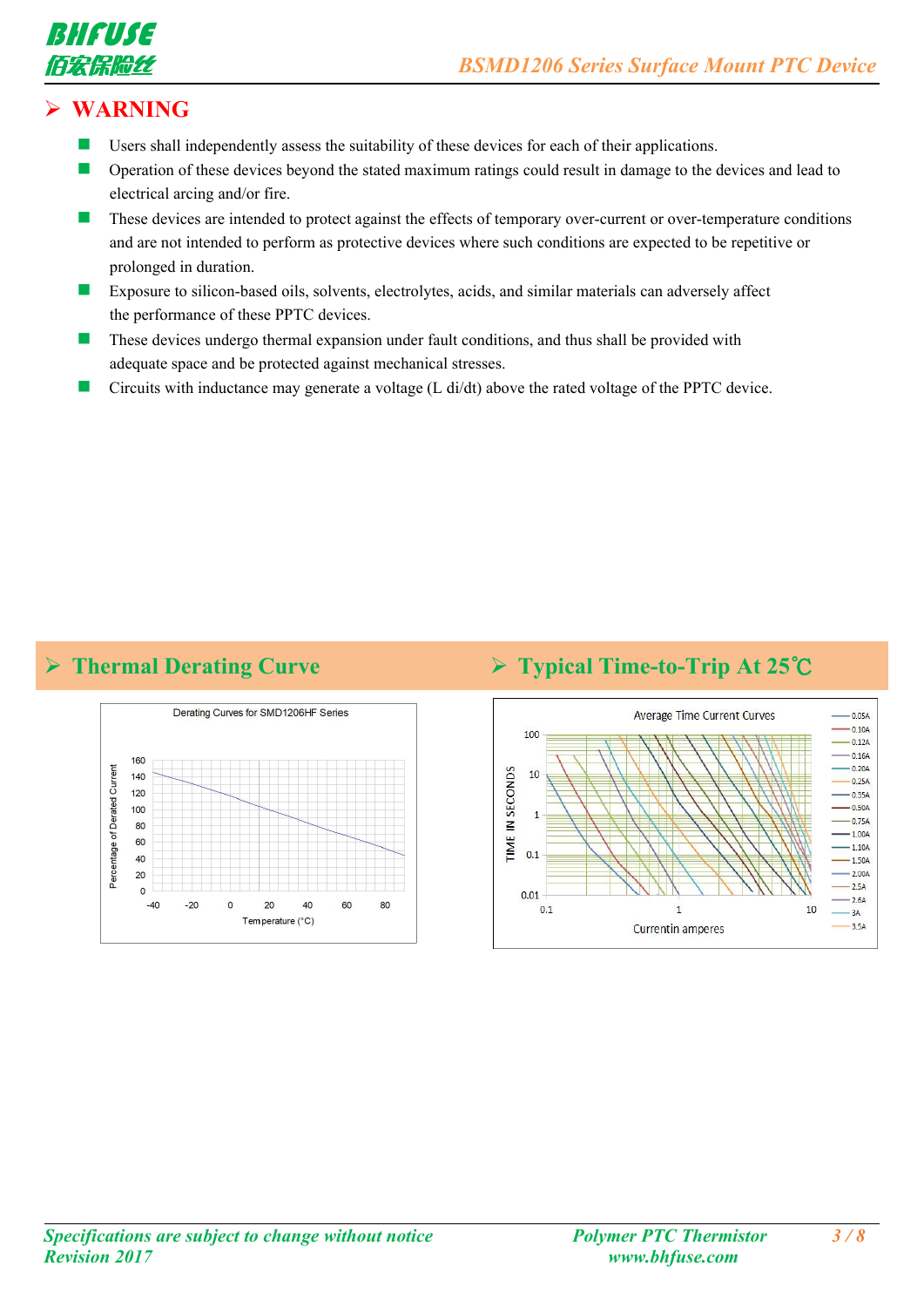## ➤ WARNING

- Users shall independently assess the suitability of these devices for each of their applications.
- Operation of these devices beyond the stated maximum ratings could result in damage to the devices and lead to electrical arcing and/or fire.
- These devices are intended to protect against the effects of temporary over-current or over-temperature conditions and are not intended to perform as protective devices where such conditions are expected to be repetitive or prolonged in duration.
- Exposure to silicon-based oils, solvents, electrolytes, acids, and similar materials can adversely affect the performance of these PPTC devices.
- These devices undergo thermal expansion under fault conditions, and thus shall be provided with adequate space and be protected against mechanical stresses.
- Circuits with inductance may generate a voltage (L di/dt) above the rated voltage of the PPTC device.

## ➤ Thermal Derating Curve

Derating Curves for SMD1206HF Series

Percentage of Derated Current (0–160) vs. Temperature (°C) (-40 to 80)

## ➤ Typical Time-to-Trip At 25℃

Average Time Current Curves

TIME IN SECONDS (0.01–100) vs. Currentin amperes (0.1–10)

Legend: 0.05A, 0.10A, 0.12A, 0.16A, 0.20A, 0.25A, 0.35A, 0.50A, 0.75A, 1.00A, 1.10A, 1.50A, 2.00A, 2.5A, 2.6A, 3A, 3.5A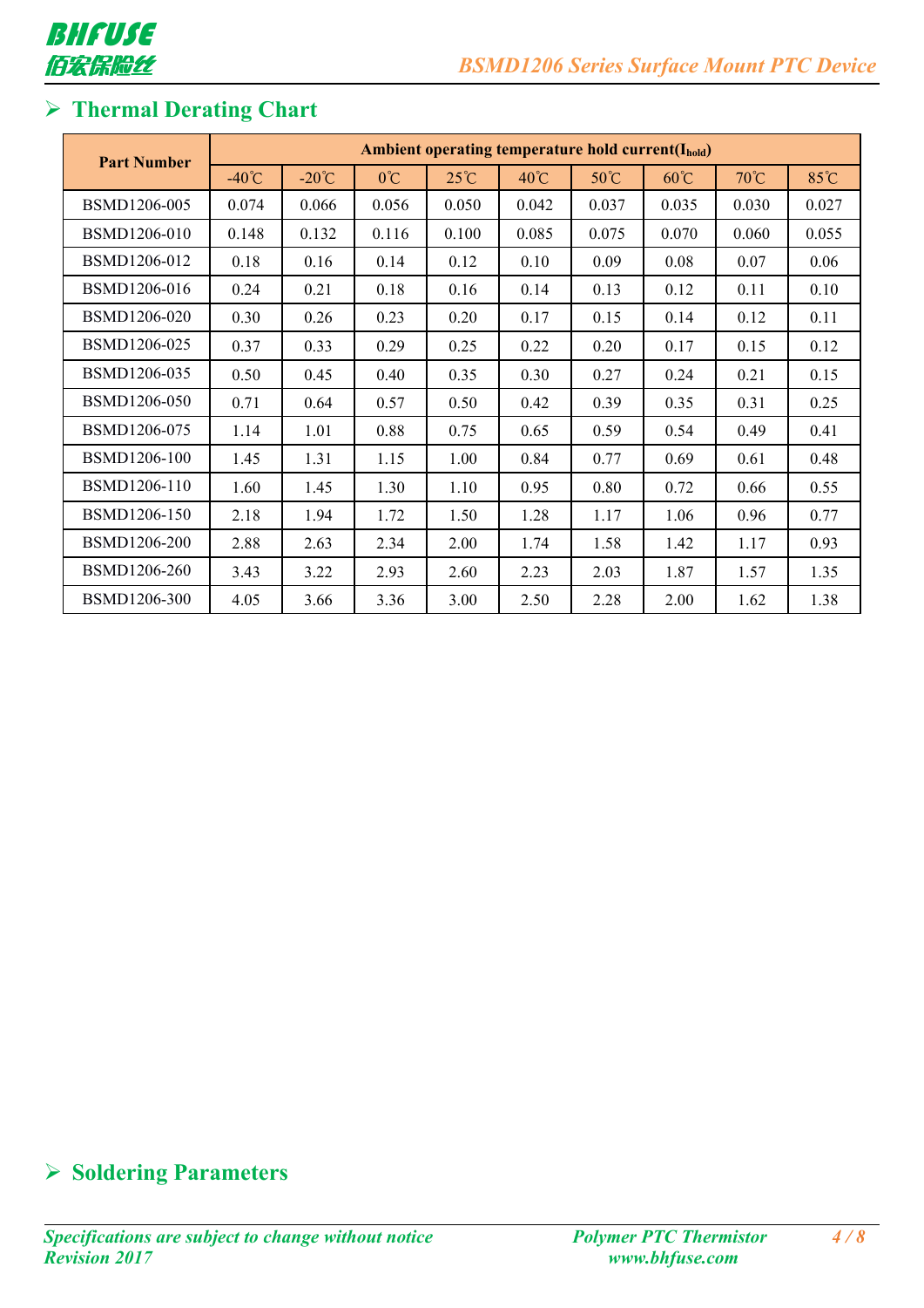## Thermal Derating Chart

| Part Number | Ambient operating temperature hold current($I_{hold}$) | | | | | | | | |
|---|---|---|---|---|---|---|---|---|---|
| | -40℃ | -20℃ | 0℃ | 25℃ | 40℃ | 50℃ | 60℃ | 70℃ | 85℃ |
| BSMD1206-005 | 0.074 | 0.066 | 0.056 | 0.050 | 0.042 | 0.037 | 0.035 | 0.030 | 0.027 |
| BSMD1206-010 | 0.148 | 0.132 | 0.116 | 0.100 | 0.085 | 0.075 | 0.070 | 0.060 | 0.055 |
| BSMD1206-012 | 0.18 | 0.16 | 0.14 | 0.12 | 0.10 | 0.09 | 0.08 | 0.07 | 0.06 |
| BSMD1206-016 | 0.24 | 0.21 | 0.18 | 0.16 | 0.14 | 0.13 | 0.12 | 0.11 | 0.10 |
| BSMD1206-020 | 0.30 | 0.26 | 0.23 | 0.20 | 0.17 | 0.15 | 0.14 | 0.12 | 0.11 |
| BSMD1206-025 | 0.37 | 0.33 | 0.29 | 0.25 | 0.22 | 0.20 | 0.17 | 0.15 | 0.12 |
| BSMD1206-035 | 0.50 | 0.45 | 0.40 | 0.35 | 0.30 | 0.27 | 0.24 | 0.21 | 0.15 |
| BSMD1206-050 | 0.71 | 0.64 | 0.57 | 0.50 | 0.42 | 0.39 | 0.35 | 0.31 | 0.25 |
| BSMD1206-075 | 1.14 | 1.01 | 0.88 | 0.75 | 0.65 | 0.59 | 0.54 | 0.49 | 0.41 |
| BSMD1206-100 | 1.45 | 1.31 | 1.15 | 1.00 | 0.84 | 0.77 | 0.69 | 0.61 | 0.48 |
| BSMD1206-110 | 1.60 | 1.45 | 1.30 | 1.10 | 0.95 | 0.80 | 0.72 | 0.66 | 0.55 |
| BSMD1206-150 | 2.18 | 1.94 | 1.72 | 1.50 | 1.28 | 1.17 | 1.06 | 0.96 | 0.77 |
| BSMD1206-200 | 2.88 | 2.63 | 2.34 | 2.00 | 1.74 | 1.58 | 1.42 | 1.17 | 0.93 |
| BSMD1206-260 | 3.43 | 3.22 | 2.93 | 2.60 | 2.23 | 2.03 | 1.87 | 1.57 | 1.35 |
| BSMD1206-300 | 4.05 | 3.66 | 3.36 | 3.00 | 2.50 | 2.28 | 2.00 | 1.62 | 1.38 |

## Soldering Parameters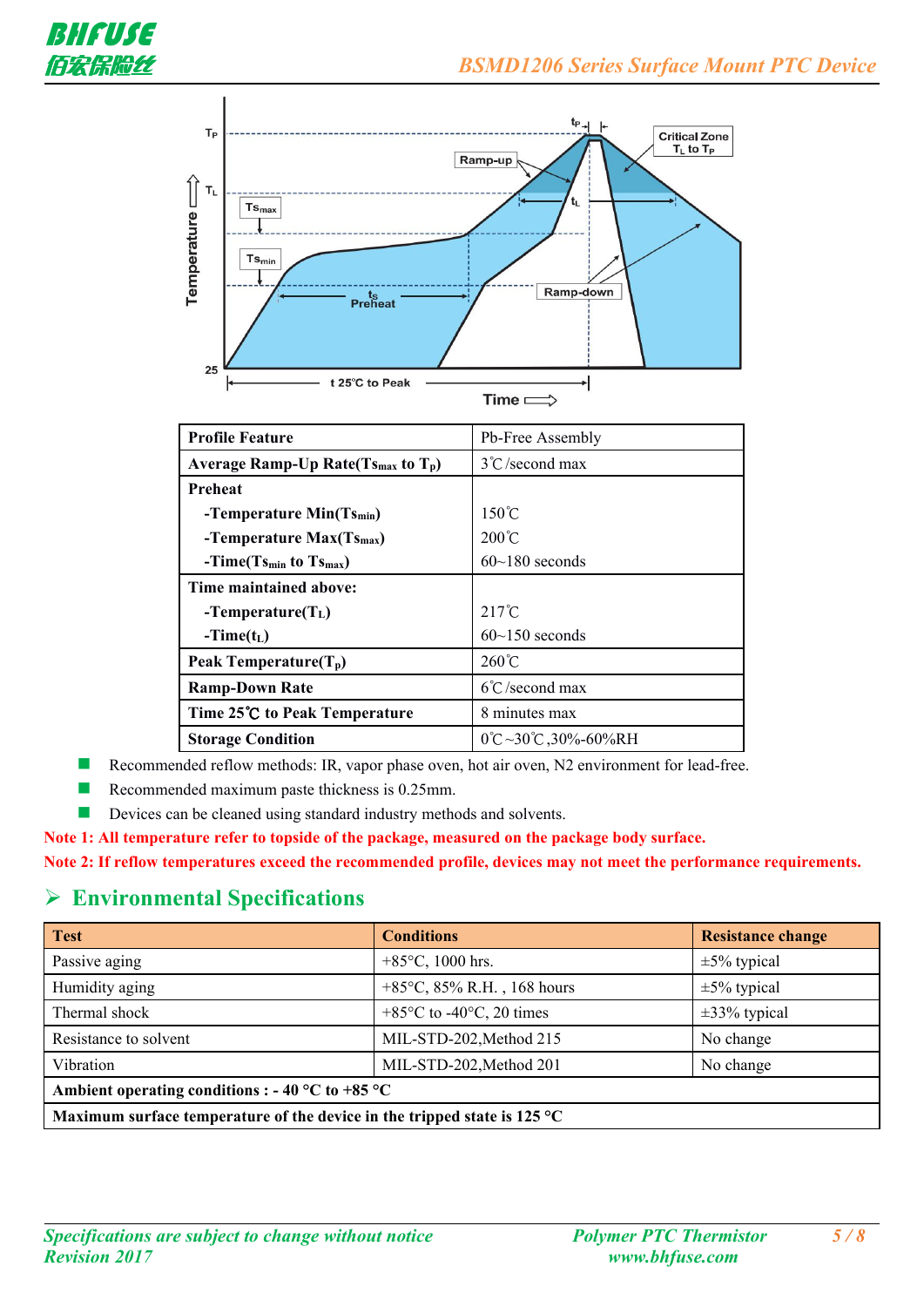| Profile Feature | Pb-Free Assembly |
| --- | --- |
| Average Ramp-Up Rate($Ts_{max}$ to $T_p$) | 3℃/second max |
| Preheat<br>-Temperature Min($Ts_{min}$)<br>-Temperature Max($Ts_{max}$)<br>-Time($Ts_{min}$ to $Ts_{max}$) | <br>150℃<br>200℃<br>60~180 seconds |
| Time maintained above:<br>-Temperature($T_L$)<br>-Time($t_L$) | <br>217℃<br>60~150 seconds |
| Peak Temperature($T_p$) | 260℃ |
| Ramp-Down Rate | 6℃/second max |
| Time 25℃ to Peak Temperature | 8 minutes max |
| Storage Condition | 0℃~30℃,30%-60%RH |

- Recommended reflow methods: IR, vapor phase oven, hot air oven, N2 environment for lead-free.
- Recommended maximum paste thickness is 0.25mm.
- Devices can be cleaned using standard industry methods and solvents.

**Note 1: All temperature refer to topside of the package, measured on the package body surface.**

**Note 2: If reflow temperatures exceed the recommended profile, devices may not meet the performance requirements.**

## Environmental Specifications

| Test | Conditions | Resistance change |
| --- | --- | --- |
| Passive aging | +85°C, 1000 hrs. | ±5% typical |
| Humidity aging | +85°C, 85% R.H. , 168 hours | ±5% typical |
| Thermal shock | +85°C to -40°C, 20 times | ±33% typical |
| Resistance to solvent | MIL-STD-202,Method 215 | No change |
| Vibration | MIL-STD-202,Method 201 | No change |
| **Ambient operating conditions : - 40 °C to +85 °C** | | |
| **Maximum surface temperature of the device in the tripped state is 125 °C** | | |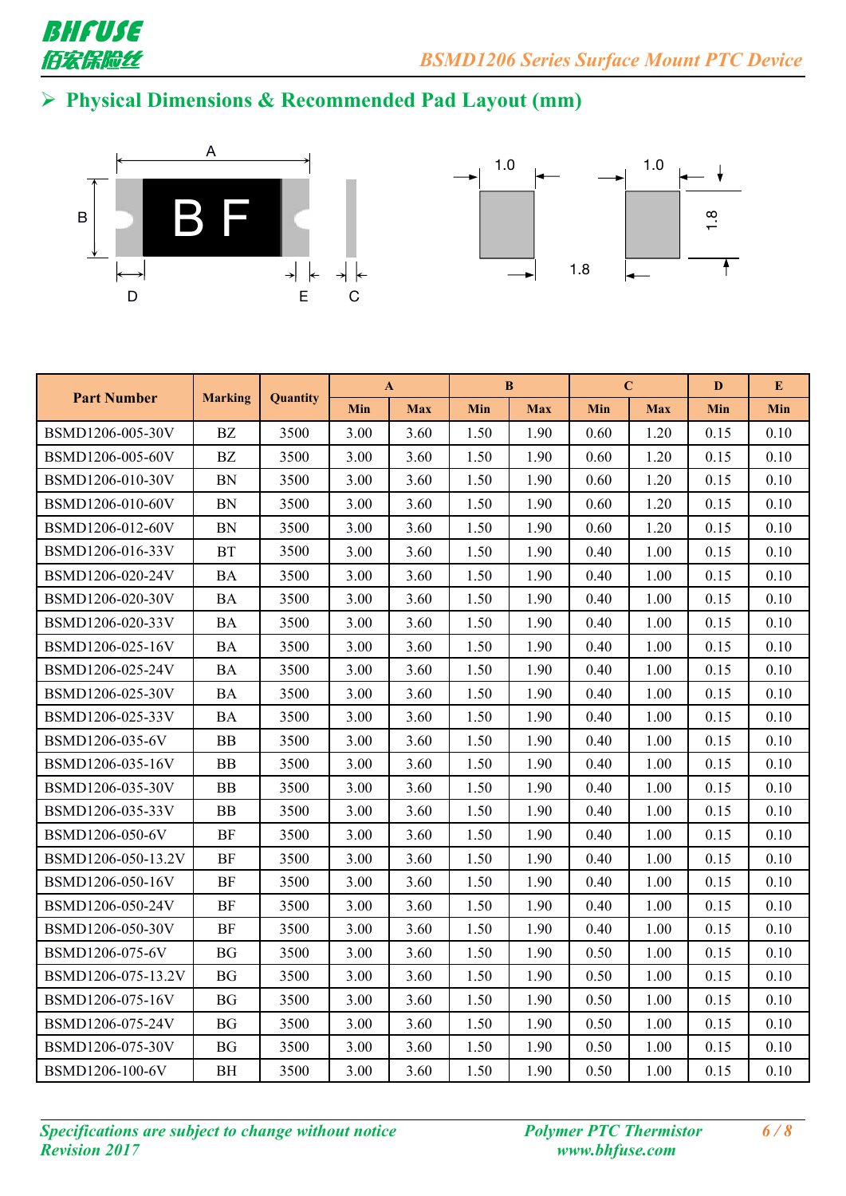## Physical Dimensions & Recommended Pad Layout (mm)

| Part Number | Marking | Quantity | A | | B | | C | | D | E |
|---|---|---|---|---|---|---|---|---|---|---|
| | | | Min | Max | Min | Max | Min | Max | Min | Min |
| BSMD1206-005-30V | BZ | 3500 | 3.00 | 3.60 | 1.50 | 1.90 | 0.60 | 1.20 | 0.15 | 0.10 |
| BSMD1206-005-60V | BZ | 3500 | 3.00 | 3.60 | 1.50 | 1.90 | 0.60 | 1.20 | 0.15 | 0.10 |
| BSMD1206-010-30V | BN | 3500 | 3.00 | 3.60 | 1.50 | 1.90 | 0.60 | 1.20 | 0.15 | 0.10 |
| BSMD1206-010-60V | BN | 3500 | 3.00 | 3.60 | 1.50 | 1.90 | 0.60 | 1.20 | 0.15 | 0.10 |
| BSMD1206-012-60V | BN | 3500 | 3.00 | 3.60 | 1.50 | 1.90 | 0.60 | 1.20 | 0.15 | 0.10 |
| BSMD1206-016-33V | BT | 3500 | 3.00 | 3.60 | 1.50 | 1.90 | 0.40 | 1.00 | 0.15 | 0.10 |
| BSMD1206-020-24V | BA | 3500 | 3.00 | 3.60 | 1.50 | 1.90 | 0.40 | 1.00 | 0.15 | 0.10 |
| BSMD1206-020-30V | BA | 3500 | 3.00 | 3.60 | 1.50 | 1.90 | 0.40 | 1.00 | 0.15 | 0.10 |
| BSMD1206-020-33V | BA | 3500 | 3.00 | 3.60 | 1.50 | 1.90 | 0.40 | 1.00 | 0.15 | 0.10 |
| BSMD1206-025-16V | BA | 3500 | 3.00 | 3.60 | 1.50 | 1.90 | 0.40 | 1.00 | 0.15 | 0.10 |
| BSMD1206-025-24V | BA | 3500 | 3.00 | 3.60 | 1.50 | 1.90 | 0.40 | 1.00 | 0.15 | 0.10 |
| BSMD1206-025-30V | BA | 3500 | 3.00 | 3.60 | 1.50 | 1.90 | 0.40 | 1.00 | 0.15 | 0.10 |
| BSMD1206-025-33V | BA | 3500 | 3.00 | 3.60 | 1.50 | 1.90 | 0.40 | 1.00 | 0.15 | 0.10 |
| BSMD1206-035-6V | BB | 3500 | 3.00 | 3.60 | 1.50 | 1.90 | 0.40 | 1.00 | 0.15 | 0.10 |
| BSMD1206-035-16V | BB | 3500 | 3.00 | 3.60 | 1.50 | 1.90 | 0.40 | 1.00 | 0.15 | 0.10 |
| BSMD1206-035-30V | BB | 3500 | 3.00 | 3.60 | 1.50 | 1.90 | 0.40 | 1.00 | 0.15 | 0.10 |
| BSMD1206-035-33V | BB | 3500 | 3.00 | 3.60 | 1.50 | 1.90 | 0.40 | 1.00 | 0.15 | 0.10 |
| BSMD1206-050-6V | BF | 3500 | 3.00 | 3.60 | 1.50 | 1.90 | 0.40 | 1.00 | 0.15 | 0.10 |
| BSMD1206-050-13.2V | BF | 3500 | 3.00 | 3.60 | 1.50 | 1.90 | 0.40 | 1.00 | 0.15 | 0.10 |
| BSMD1206-050-16V | BF | 3500 | 3.00 | 3.60 | 1.50 | 1.90 | 0.40 | 1.00 | 0.15 | 0.10 |
| BSMD1206-050-24V | BF | 3500 | 3.00 | 3.60 | 1.50 | 1.90 | 0.40 | 1.00 | 0.15 | 0.10 |
| BSMD1206-050-30V | BF | 3500 | 3.00 | 3.60 | 1.50 | 1.90 | 0.40 | 1.00 | 0.15 | 0.10 |
| BSMD1206-075-6V | BG | 3500 | 3.00 | 3.60 | 1.50 | 1.90 | 0.50 | 1.00 | 0.15 | 0.10 |
| BSMD1206-075-13.2V | BG | 3500 | 3.00 | 3.60 | 1.50 | 1.90 | 0.50 | 1.00 | 0.15 | 0.10 |
| BSMD1206-075-16V | BG | 3500 | 3.00 | 3.60 | 1.50 | 1.90 | 0.50 | 1.00 | 0.15 | 0.10 |
| BSMD1206-075-24V | BG | 3500 | 3.00 | 3.60 | 1.50 | 1.90 | 0.50 | 1.00 | 0.15 | 0.10 |
| BSMD1206-075-30V | BG | 3500 | 3.00 | 3.60 | 1.50 | 1.90 | 0.50 | 1.00 | 0.15 | 0.10 |
| BSMD1206-100-6V | BH | 3500 | 3.00 | 3.60 | 1.50 | 1.90 | 0.50 | 1.00 | 0.15 | 0.10 |

*Specifications are subject to change without notice*
*Revision 2017*

*Polymer PTC Thermistor*
*www.bhfuse.com*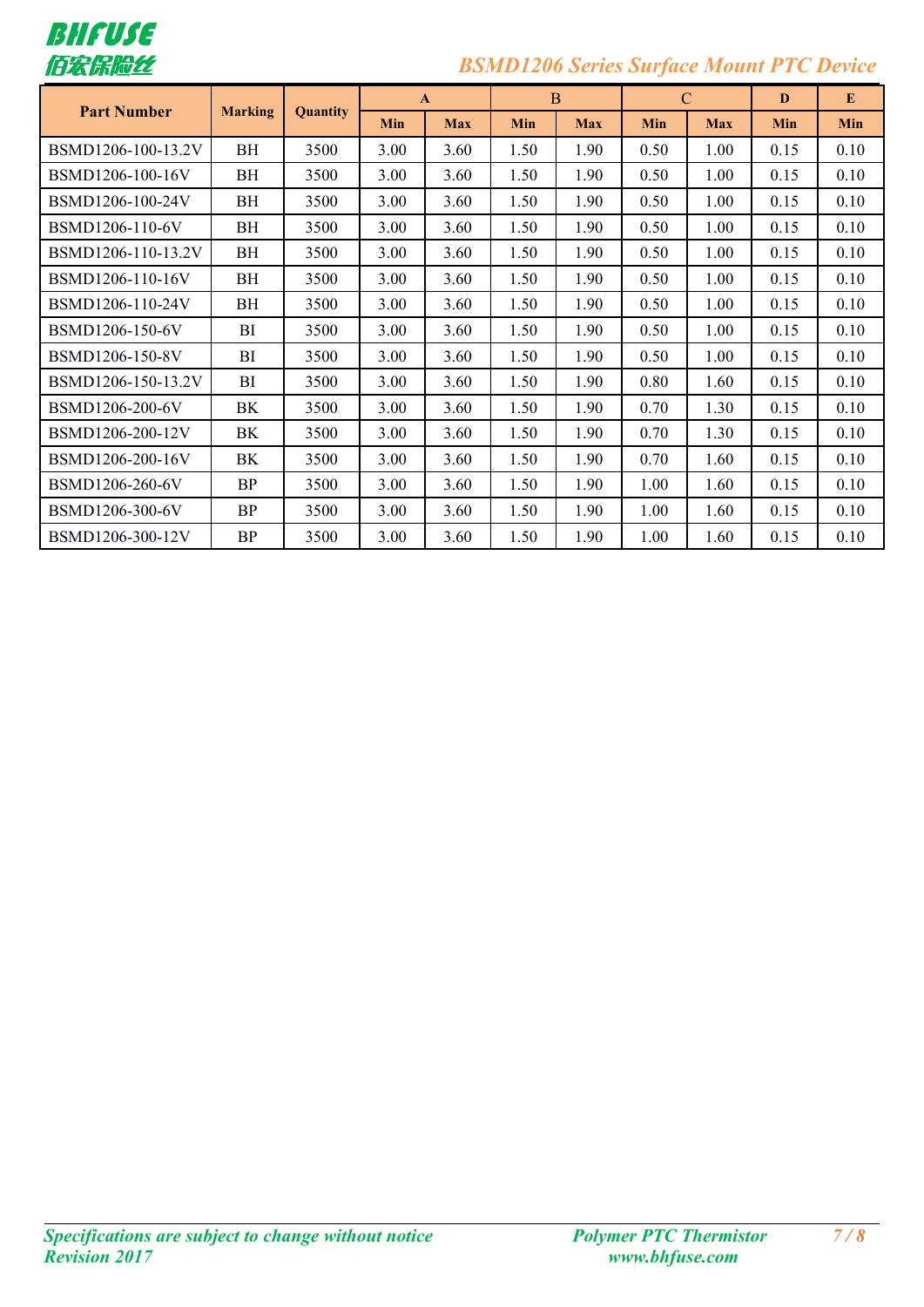| Part Number | Marking | Quantity | A | | B | | C | | D | E |
|---|---|---|---|---|---|---|---|---|---|---|
| | | | Min | Max | Min | Max | Min | Max | Min | Min |
| BSMD1206-100-13.2V | BH | 3500 | 3.00 | 3.60 | 1.50 | 1.90 | 0.50 | 1.00 | 0.15 | 0.10 |
| BSMD1206-100-16V | BH | 3500 | 3.00 | 3.60 | 1.50 | 1.90 | 0.50 | 1.00 | 0.15 | 0.10 |
| BSMD1206-100-24V | BH | 3500 | 3.00 | 3.60 | 1.50 | 1.90 | 0.50 | 1.00 | 0.15 | 0.10 |
| BSMD1206-110-6V | BH | 3500 | 3.00 | 3.60 | 1.50 | 1.90 | 0.50 | 1.00 | 0.15 | 0.10 |
| BSMD1206-110-13.2V | BH | 3500 | 3.00 | 3.60 | 1.50 | 1.90 | 0.50 | 1.00 | 0.15 | 0.10 |
| BSMD1206-110-16V | BH | 3500 | 3.00 | 3.60 | 1.50 | 1.90 | 0.50 | 1.00 | 0.15 | 0.10 |
| BSMD1206-110-24V | BH | 3500 | 3.00 | 3.60 | 1.50 | 1.90 | 0.50 | 1.00 | 0.15 | 0.10 |
| BSMD1206-150-6V | BI | 3500 | 3.00 | 3.60 | 1.50 | 1.90 | 0.50 | 1.00 | 0.15 | 0.10 |
| BSMD1206-150-8V | BI | 3500 | 3.00 | 3.60 | 1.50 | 1.90 | 0.50 | 1.00 | 0.15 | 0.10 |
| BSMD1206-150-13.2V | BI | 3500 | 3.00 | 3.60 | 1.50 | 1.90 | 0.80 | 1.60 | 0.15 | 0.10 |
| BSMD1206-200-6V | BK | 3500 | 3.00 | 3.60 | 1.50 | 1.90 | 0.70 | 1.30 | 0.15 | 0.10 |
| BSMD1206-200-12V | BK | 3500 | 3.00 | 3.60 | 1.50 | 1.90 | 0.70 | 1.30 | 0.15 | 0.10 |
| BSMD1206-200-16V | BK | 3500 | 3.00 | 3.60 | 1.50 | 1.90 | 0.70 | 1.60 | 0.15 | 0.10 |
| BSMD1206-260-6V | BP | 3500 | 3.00 | 3.60 | 1.50 | 1.90 | 1.00 | 1.60 | 0.15 | 0.10 |
| BSMD1206-300-6V | BP | 3500 | 3.00 | 3.60 | 1.50 | 1.90 | 1.00 | 1.60 | 0.15 | 0.10 |
| BSMD1206-300-12V | BP | 3500 | 3.00 | 3.60 | 1.50 | 1.90 | 1.00 | 1.60 | 0.15 | 0.10 |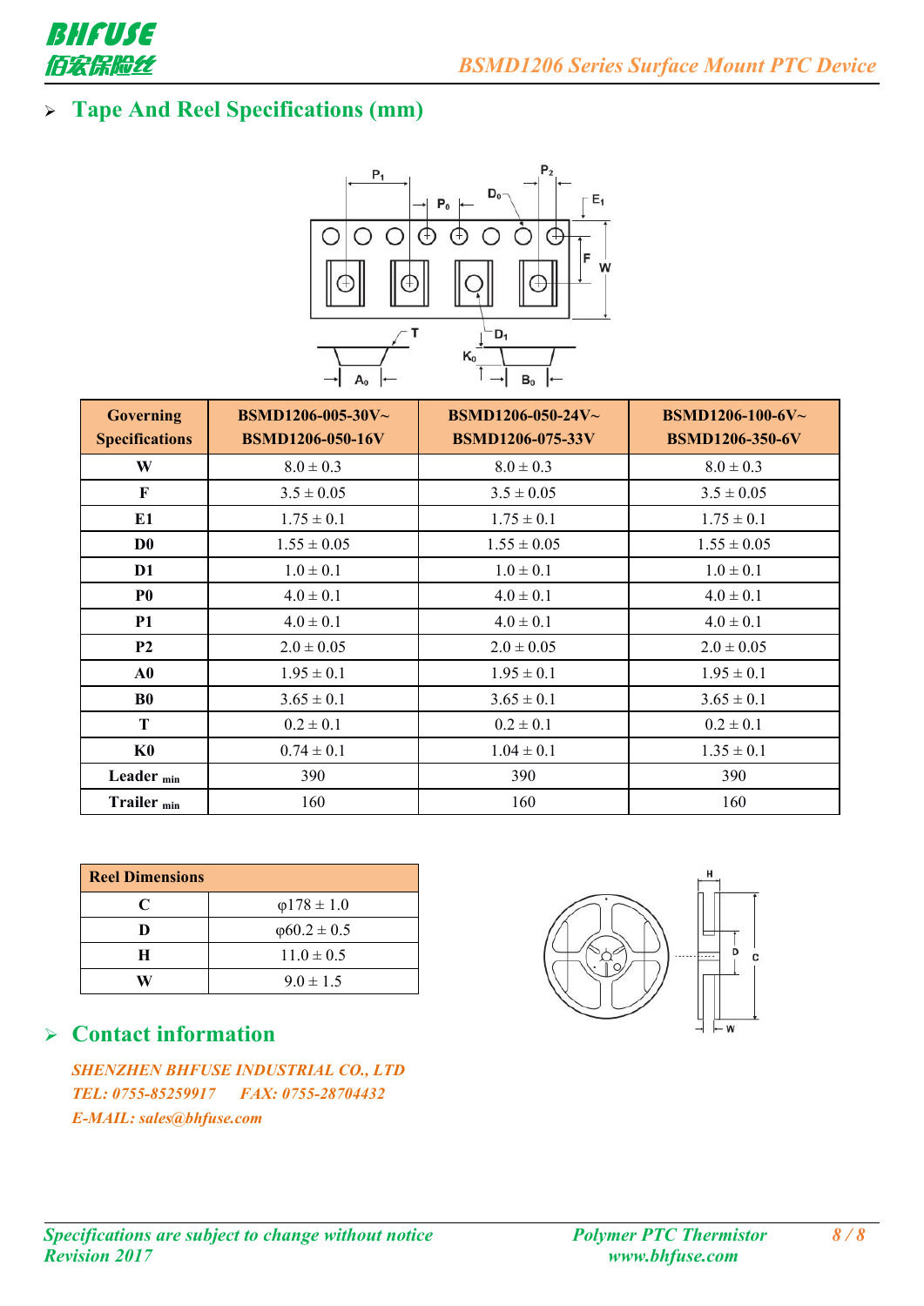## Tape And Reel Specifications (mm)

| Governing Specifications | BSMD1206-005-30V~ BSMD1206-050-16V | BSMD1206-050-24V~ BSMD1206-075-33V | BSMD1206-100-6V~ BSMD1206-350-6V |
|---|---|---|---|
| **W** | 8.0 ± 0.3 | 8.0 ± 0.3 | 8.0 ± 0.3 |
| **F** | 3.5 ± 0.05 | 3.5 ± 0.05 | 3.5 ± 0.05 |
| **E1** | 1.75 ± 0.1 | 1.75 ± 0.1 | 1.75 ± 0.1 |
| **D0** | 1.55 ± 0.05 | 1.55 ± 0.05 | 1.55 ± 0.05 |
| **D1** | 1.0 ± 0.1 | 1.0 ± 0.1 | 1.0 ± 0.1 |
| **P0** | 4.0 ± 0.1 | 4.0 ± 0.1 | 4.0 ± 0.1 |
| **P1** | 4.0 ± 0.1 | 4.0 ± 0.1 | 4.0 ± 0.1 |
| **P2** | 2.0 ± 0.05 | 2.0 ± 0.05 | 2.0 ± 0.05 |
| **A0** | 1.95 ± 0.1 | 1.95 ± 0.1 | 1.95 ± 0.1 |
| **B0** | 3.65 ± 0.1 | 3.65 ± 0.1 | 3.65 ± 0.1 |
| **T** | 0.2 ± 0.1 | 0.2 ± 0.1 | 0.2 ± 0.1 |
| **K0** | 0.74 ± 0.1 | 1.04 ± 0.1 | 1.35 ± 0.1 |
| **Leader $_{min}$** | 390 | 390 | 390 |
| **Trailer $_{min}$** | 160 | 160 | 160 |

| Reel Dimensions | |
|---|---|
| **C** | φ178 ± 1.0 |
| **D** | φ60.2 ± 0.5 |
| **H** | 11.0 ± 0.5 |
| **W** | 9.0 ± 1.5 |

## Contact information

*SHENZHEN BHFUSE INDUSTRIAL CO., LTD*
*TEL: 0755-85259917  FAX: 0755-28704432*
*E-MAIL: sales@bhfuse.com*

*Specifications are subject to change without notice*
*Revision 2017*